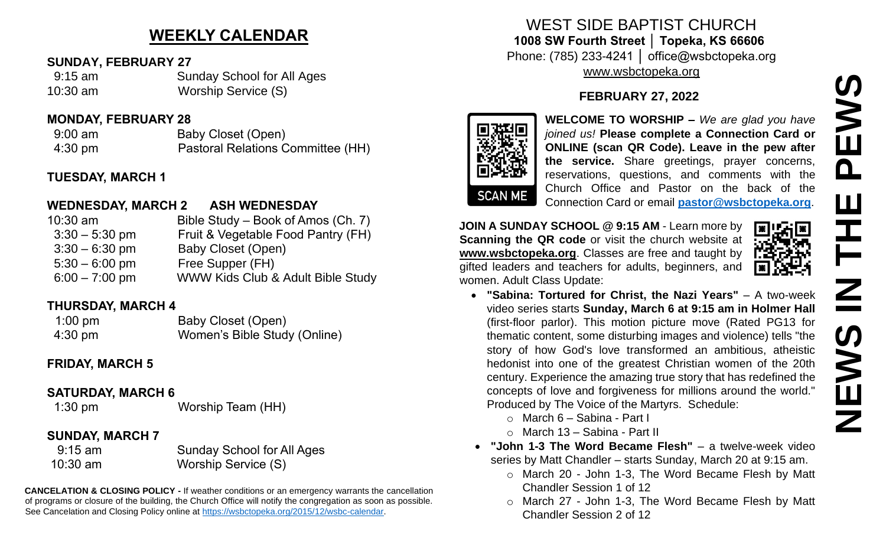## WEEKLY CALENDAR

**SUNDAY, FEBRUARY 27**

| | |
|---|---|
| 9:15 am | Sunday School for All Ages |
| 10:30 am | Worship Service (S) |

**MONDAY, FEBRUARY 28**

| | |
|---|---|
| 9:00 am | Baby Closet (Open) |
| 4:30 pm | Pastoral Relations Committee (HH) |

**TUESDAY, MARCH 1**

**WEDNESDAY, MARCH 2 ASH WEDNESDAY**

| | |
|---|---|
| 10:30 am | Bible Study – Book of Amos (Ch. 7) |
| 3:30 – 5:30 pm | Fruit & Vegetable Food Pantry (FH) |
| 3:30 – 6:30 pm | Baby Closet (Open) |
| 5:30 – 6:00 pm | Free Supper (FH) |
| 6:00 – 7:00 pm | WWW Kids Club & Adult Bible Study |

**THURSDAY, MARCH 4**

| | |
|---|---|
| 1:00 pm | Baby Closet (Open) |
| 4:30 pm | Women's Bible Study (Online) |

**FRIDAY, MARCH 5**

**SATURDAY, MARCH 6**

| | |
|---|---|
| 1:30 pm | Worship Team (HH) |

**SUNDAY, MARCH 7**

| | |
|---|---|
| 9:15 am | Sunday School for All Ages |
| 10:30 am | Worship Service (S) |

**CANCELATION & CLOSING POLICY -** If weather conditions or an emergency warrants the cancellation of programs or closure of the building, the Church Office will notify the congregation as soon as possible. See Cancelation and Closing Policy online at https://wsbctopeka.org/2015/12/wsbc-calendar.

# WEST SIDE BAPTIST CHURCH

**1008 SW Fourth Street │ Topeka, KS 66606**

Phone: (785) 233-4241 │ office@wsbctopeka.org

www.wsbctopeka.org

**FEBRUARY 27, 2022**

SCAN ME

**WELCOME TO WORSHIP –** *We are glad you have joined us!* **Please complete a Connection Card or ONLINE (scan QR Code). Leave in the pew after the service.** Share greetings, prayer concerns, reservations, questions, and comments with the Church Office and Pastor on the back of the Connection Card or email **pastor@wsbctopeka.org**.

**JOIN A SUNDAY SCHOOL @ 9:15 AM** - Learn more by **Scanning the QR code** or visit the church website at **www.wsbctopeka.org**. Classes are free and taught by gifted leaders and teachers for adults, beginners, and women. Adult Class Update:

- **"Sabina: Tortured for Christ, the Nazi Years"** – A two-week video series starts **Sunday, March 6 at 9:15 am in Holmer Hall** (first-floor parlor). This motion picture move (Rated PG13 for thematic content, some disturbing images and violence) tells "the story of how God's love transformed an ambitious, atheistic hedonist into one of the greatest Christian women of the 20th century. Experience the amazing true story that has redefined the concepts of love and forgiveness for millions around the world." Produced by The Voice of the Martyrs. Schedule:
  - March 6 – Sabina - Part I
  - March 13 – Sabina - Part II
- **"John 1-3 The Word Became Flesh"** – a twelve-week video series by Matt Chandler – starts Sunday, March 20 at 9:15 am.
  - March 20 - John 1-3, The Word Became Flesh by Matt Chandler Session 1 of 12
  - March 27 - John 1-3, The Word Became Flesh by Matt Chandler Session 2 of 12

# NEWS IN THE PEWS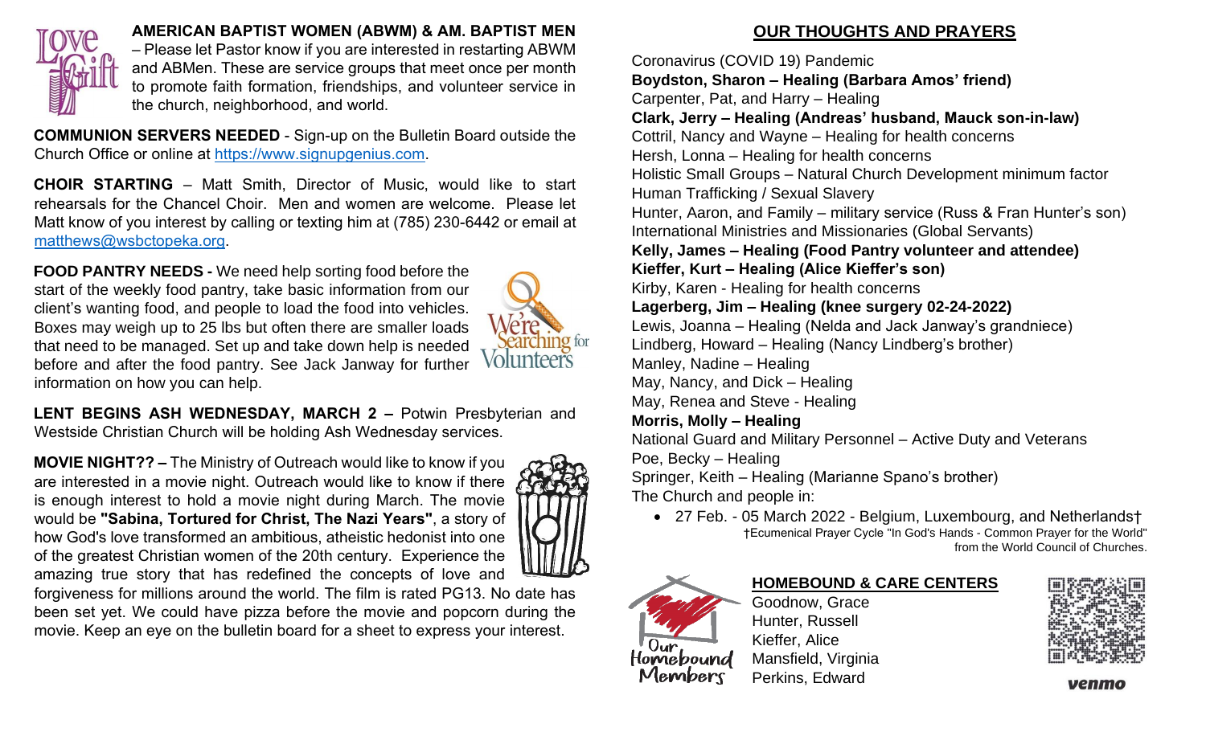**AMERICAN BAPTIST WOMEN (ABWM) & AM. BAPTIST MEN** – Please let Pastor know if you are interested in restarting ABWM and ABMen. These are service groups that meet once per month to promote faith formation, friendships, and volunteer service in the church, neighborhood, and world.

**COMMUNION SERVERS NEEDED** - Sign-up on the Bulletin Board outside the Church Office or online at https://www.signupgenius.com.

**CHOIR STARTING** – Matt Smith, Director of Music, would like to start rehearsals for the Chancel Choir. Men and women are welcome. Please let Matt know of you interest by calling or texting him at (785) 230-6442 or email at matthews@wsbctopeka.org.

**FOOD PANTRY NEEDS -** We need help sorting food before the start of the weekly food pantry, take basic information from our client's wanting food, and people to load the food into vehicles. Boxes may weigh up to 25 lbs but often there are smaller loads that need to be managed. Set up and take down help is needed before and after the food pantry. See Jack Janway for further information on how you can help.

**LENT BEGINS ASH WEDNESDAY, MARCH 2 –** Potwin Presbyterian and Westside Christian Church will be holding Ash Wednesday services.

**MOVIE NIGHT?? –** The Ministry of Outreach would like to know if you are interested in a movie night. Outreach would like to know if there is enough interest to hold a movie night during March. The movie would be **"Sabina, Tortured for Christ, The Nazi Years"**, a story of how God's love transformed an ambitious, atheistic hedonist into one of the greatest Christian women of the 20th century. Experience the amazing true story that has redefined the concepts of love and forgiveness for millions around the world. The film is rated PG13. No date has been set yet. We could have pizza before the movie and popcorn during the movie. Keep an eye on the bulletin board for a sheet to express your interest.

## OUR THOUGHTS AND PRAYERS

Coronavirus (COVID 19) Pandemic
**Boydston, Sharon – Healing (Barbara Amos' friend)**
Carpenter, Pat, and Harry – Healing
**Clark, Jerry – Healing (Andreas' husband, Mauck son-in-law)**
Cottril, Nancy and Wayne – Healing for health concerns
Hersh, Lonna – Healing for health concerns
Holistic Small Groups – Natural Church Development minimum factor
Human Trafficking / Sexual Slavery
Hunter, Aaron, and Family – military service (Russ & Fran Hunter's son)
International Ministries and Missionaries (Global Servants)
**Kelly, James – Healing (Food Pantry volunteer and attendee)**
**Kieffer, Kurt – Healing (Alice Kieffer's son)**
Kirby, Karen - Healing for health concerns
**Lagerberg, Jim – Healing (knee surgery 02-24-2022)**
Lewis, Joanna – Healing (Nelda and Jack Janway's grandniece)
Lindberg, Howard – Healing (Nancy Lindberg's brother)
Manley, Nadine – Healing
May, Nancy, and Dick – Healing
May, Renea and Steve - Healing
**Morris, Molly – Healing**
National Guard and Military Personnel – Active Duty and Veterans
Poe, Becky – Healing
Springer, Keith – Healing (Marianne Spano's brother)
The Church and people in:

- 27 Feb. - 05 March 2022 - Belgium, Luxembourg, and Netherlands†

†Ecumenical Prayer Cycle "In God's Hands - Common Prayer for the World" from the World Council of Churches.

## HOMEBOUND & CARE CENTERS

Goodnow, Grace
Hunter, Russell
Kieffer, Alice
Mansfield, Virginia
Perkins, Edward

venmo